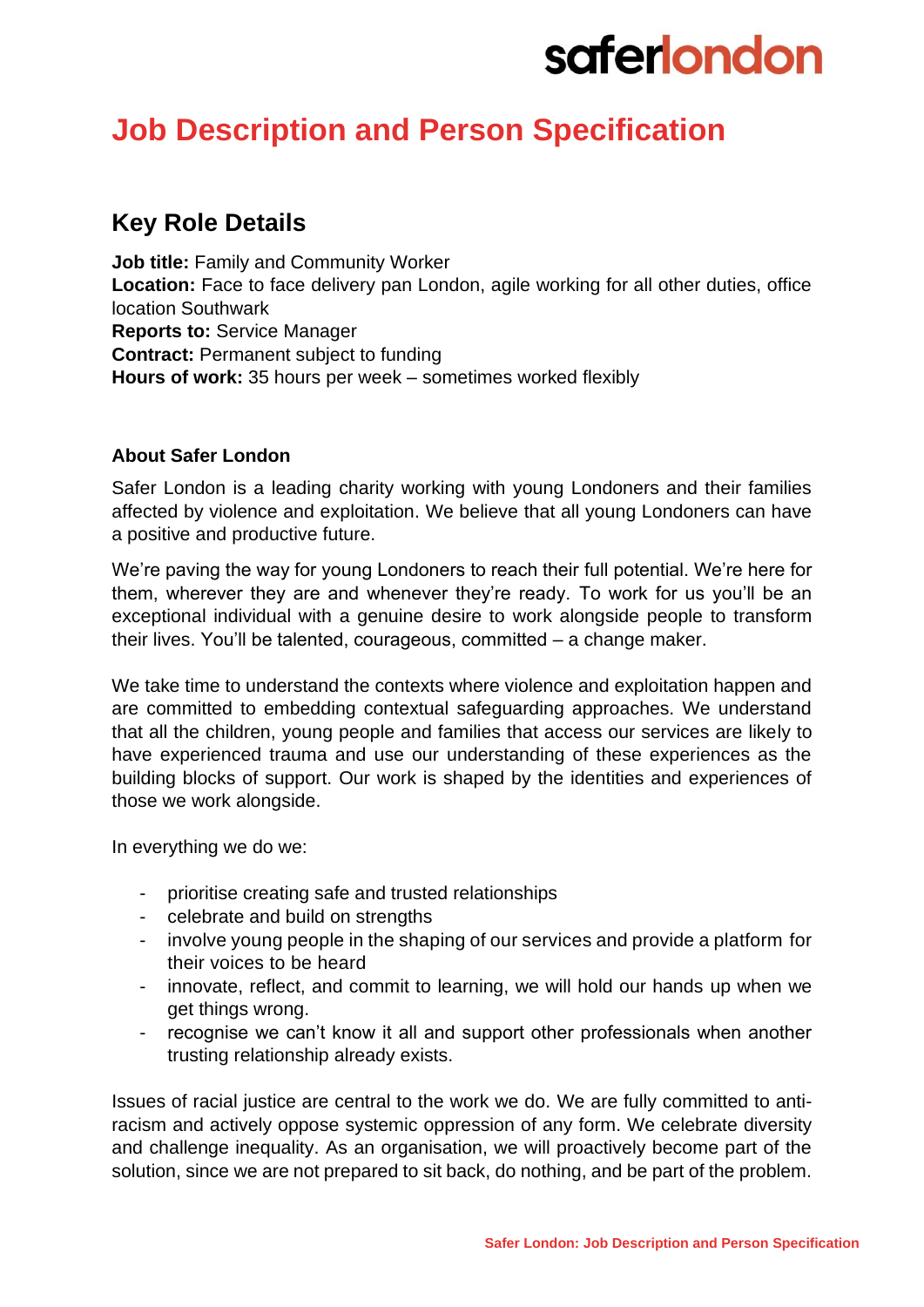# Job Description and Person Specification

## Key Role Details

**Job title:** Family and Community Worker
**Location:** Face to face delivery pan London, agile working for all other duties, office location Southwark
**Reports to:** Service Manager
**Contract:** Permanent subject to funding
**Hours of work:** 35 hours per week – sometimes worked flexibly

**About Safer London**

Safer London is a leading charity working with young Londoners and their families affected by violence and exploitation. We believe that all young Londoners can have a positive and productive future.

We're paving the way for young Londoners to reach their full potential. We're here for them, wherever they are and whenever they're ready. To work for us you'll be an exceptional individual with a genuine desire to work alongside people to transform their lives. You'll be talented, courageous, committed – a change maker.

We take time to understand the contexts where violence and exploitation happen and are committed to embedding contextual safeguarding approaches. We understand that all the children, young people and families that access our services are likely to have experienced trauma and use our understanding of these experiences as the building blocks of support. Our work is shaped by the identities and experiences of those we work alongside.

In everything we do we:

- prioritise creating safe and trusted relationships
- celebrate and build on strengths
- involve young people in the shaping of our services and provide a platform for their voices to be heard
- innovate, reflect, and commit to learning, we will hold our hands up when we get things wrong.
- recognise we can't know it all and support other professionals when another trusting relationship already exists.

Issues of racial justice are central to the work we do. We are fully committed to anti-racism and actively oppose systemic oppression of any form. We celebrate diversity and challenge inequality. As an organisation, we will proactively become part of the solution, since we are not prepared to sit back, do nothing, and be part of the problem.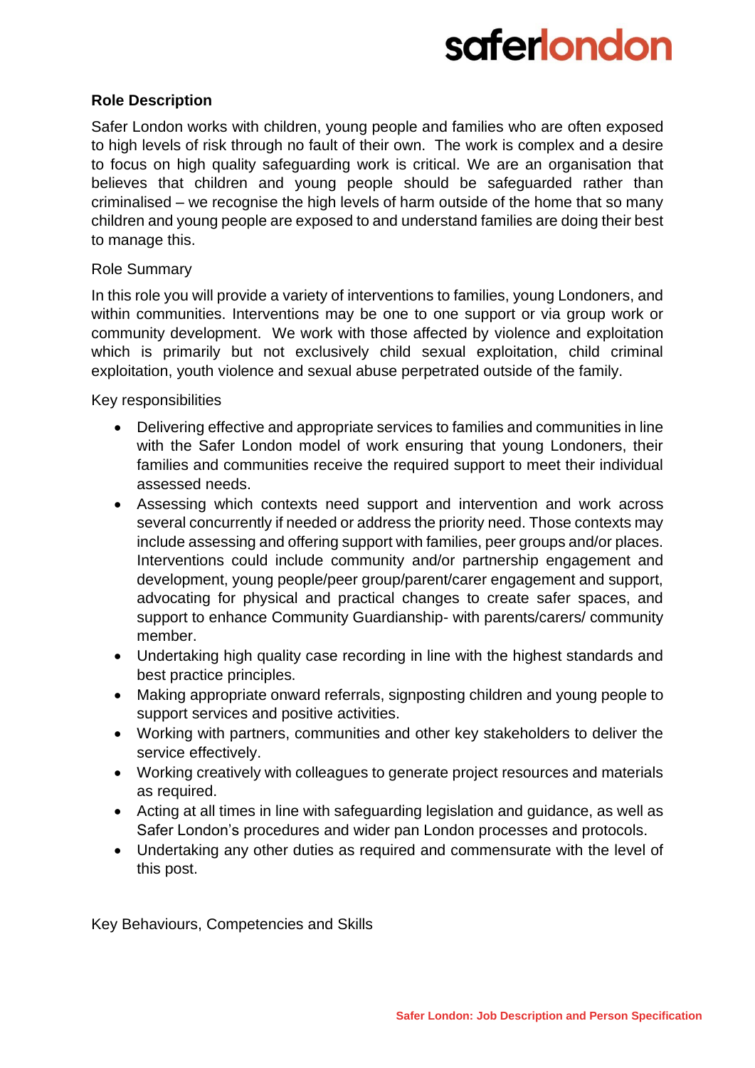## Role Description

Safer London works with children, young people and families who are often exposed to high levels of risk through no fault of their own. The work is complex and a desire to focus on high quality safeguarding work is critical. We are an organisation that believes that children and young people should be safeguarded rather than criminalised – we recognise the high levels of harm outside of the home that so many children and young people are exposed to and understand families are doing their best to manage this.

Role Summary

In this role you will provide a variety of interventions to families, young Londoners, and within communities. Interventions may be one to one support or via group work or community development. We work with those affected by violence and exploitation which is primarily but not exclusively child sexual exploitation, child criminal exploitation, youth violence and sexual abuse perpetrated outside of the family.

Key responsibilities

- Delivering effective and appropriate services to families and communities in line with the Safer London model of work ensuring that young Londoners, their families and communities receive the required support to meet their individual assessed needs.
- Assessing which contexts need support and intervention and work across several concurrently if needed or address the priority need. Those contexts may include assessing and offering support with families, peer groups and/or places. Interventions could include community and/or partnership engagement and development, young people/peer group/parent/carer engagement and support, advocating for physical and practical changes to create safer spaces, and support to enhance Community Guardianship- with parents/carers/ community member.
- Undertaking high quality case recording in line with the highest standards and best practice principles.
- Making appropriate onward referrals, signposting children and young people to support services and positive activities.
- Working with partners, communities and other key stakeholders to deliver the service effectively.
- Working creatively with colleagues to generate project resources and materials as required.
- Acting at all times in line with safeguarding legislation and guidance, as well as Safer London's procedures and wider pan London processes and protocols.
- Undertaking any other duties as required and commensurate with the level of this post.

Key Behaviours, Competencies and Skills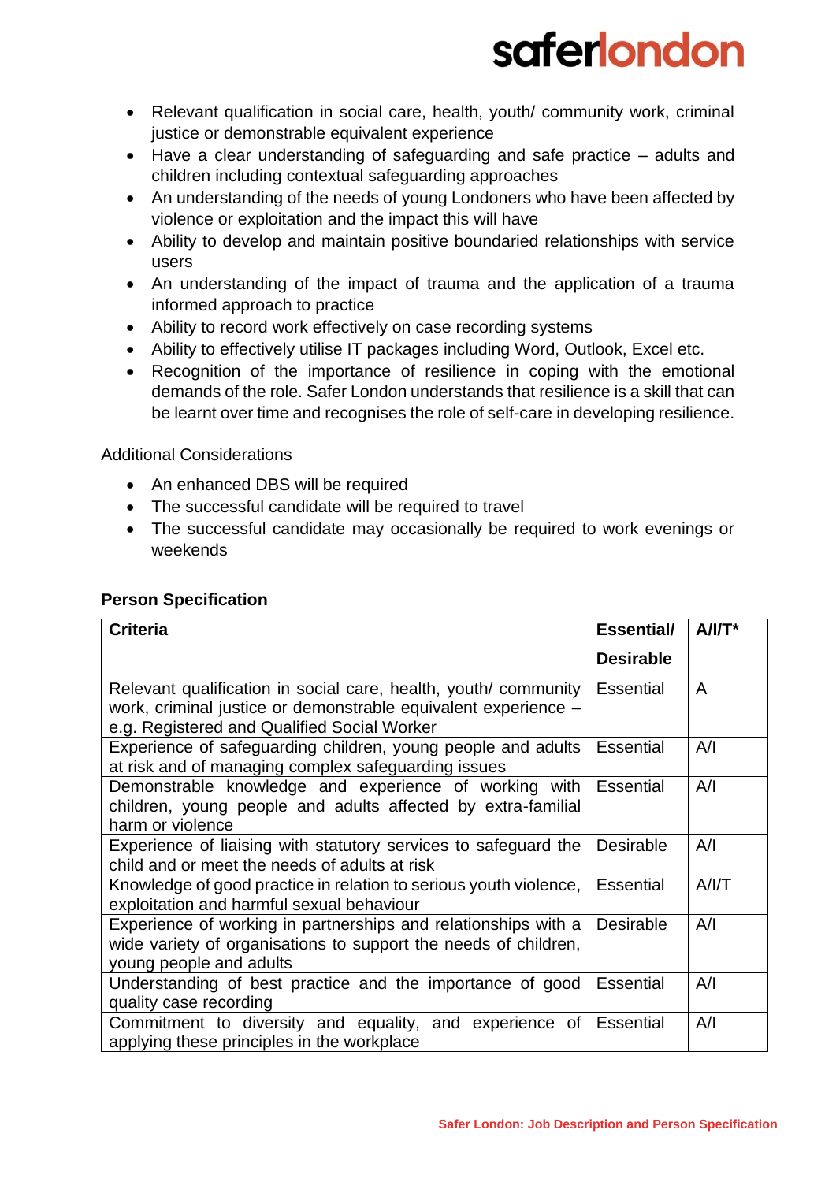- Relevant qualification in social care, health, youth/ community work, criminal justice or demonstrable equivalent experience
- Have a clear understanding of safeguarding and safe practice – adults and children including contextual safeguarding approaches
- An understanding of the needs of young Londoners who have been affected by violence or exploitation and the impact this will have
- Ability to develop and maintain positive boundaried relationships with service users
- An understanding of the impact of trauma and the application of a trauma informed approach to practice
- Ability to record work effectively on case recording systems
- Ability to effectively utilise IT packages including Word, Outlook, Excel etc.
- Recognition of the importance of resilience in coping with the emotional demands of the role. Safer London understands that resilience is a skill that can be learnt over time and recognises the role of self-care in developing resilience.

Additional Considerations

- An enhanced DBS will be required
- The successful candidate will be required to travel
- The successful candidate may occasionally be required to work evenings or weekends

**Person Specification**

| Criteria | Essential/ Desirable | A/I/T* |
|---|---|---|
| Relevant qualification in social care, health, youth/ community work, criminal justice or demonstrable equivalent experience – e.g. Registered and Qualified Social Worker | Essential | A |
| Experience of safeguarding children, young people and adults at risk and of managing complex safeguarding issues | Essential | A/I |
| Demonstrable knowledge and experience of working with children, young people and adults affected by extra-familial harm or violence | Essential | A/I |
| Experience of liaising with statutory services to safeguard the child and or meet the needs of adults at risk | Desirable | A/I |
| Knowledge of good practice in relation to serious youth violence, exploitation and harmful sexual behaviour | Essential | A/I/T |
| Experience of working in partnerships and relationships with a wide variety of organisations to support the needs of children, young people and adults | Desirable | A/I |
| Understanding of best practice and the importance of good quality case recording | Essential | A/I |
| Commitment to diversity and equality, and experience of applying these principles in the workplace | Essential | A/I |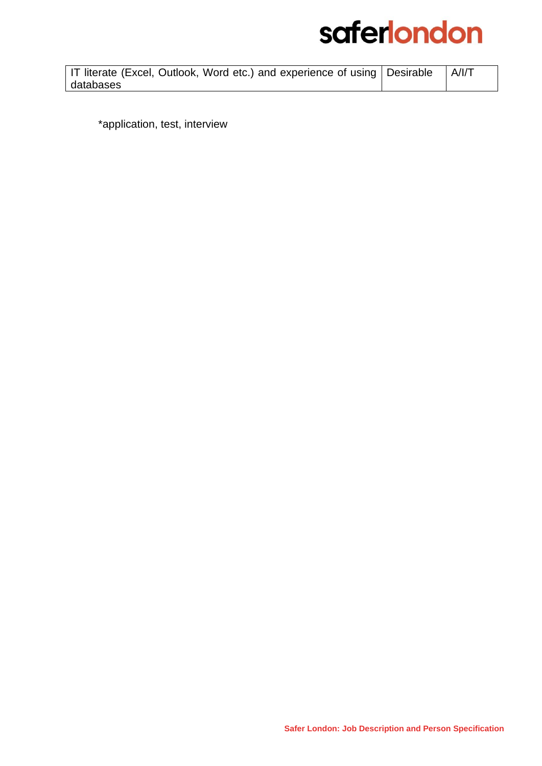| | | |
|---|---|---|
| IT literate (Excel, Outlook, Word etc.) and experience of using databases | Desirable | A/I/T |

*application, test, interview